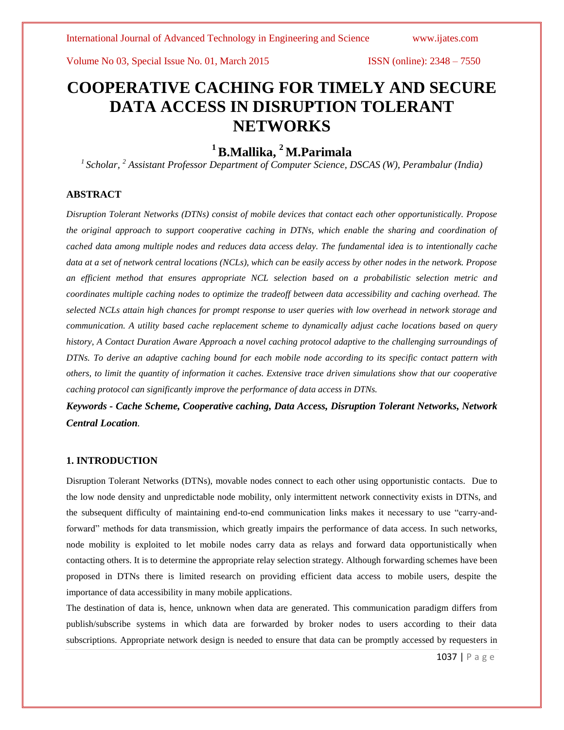# COOPERATIVE CACHING FOR TIMELY AND SECURE DATA ACCESS IN DISRUPTION TOLERANT NETWORKS

## [1] B.Mallika, [2] M.Parimala

*[1] Scholar, [2] Assistant Professor Department of Computer Science, DSCAS (W), Perambalur (India)*

### ABSTRACT

*Disruption Tolerant Networks (DTNs) consist of mobile devices that contact each other opportunistically. Propose the original approach to support cooperative caching in DTNs, which enable the sharing and coordination of cached data among multiple nodes and reduces data access delay. The fundamental idea is to intentionally cache data at a set of network central locations (NCLs), which can be easily access by other nodes in the network. Propose an efficient method that ensures appropriate NCL selection based on a probabilistic selection metric and coordinates multiple caching nodes to optimize the tradeoff between data accessibility and caching overhead. The selected NCLs attain high chances for prompt response to user queries with low overhead in network storage and communication. A utility based cache replacement scheme to dynamically adjust cache locations based on query history, A Contact Duration Aware Approach a novel caching protocol adaptive to the challenging surroundings of DTNs. To derive an adaptive caching bound for each mobile node according to its specific contact pattern with others, to limit the quantity of information it caches. Extensive trace driven simulations show that our cooperative caching protocol can significantly improve the performance of data access in DTNs.*

***Keywords - Cache Scheme, Cooperative caching, Data Access, Disruption Tolerant Networks, Network Central Location.***

### 1. INTRODUCTION

Disruption Tolerant Networks (DTNs), movable nodes connect to each other using opportunistic contacts. Due to the low node density and unpredictable node mobility, only intermittent network connectivity exists in DTNs, and the subsequent difficulty of maintaining end-to-end communication links makes it necessary to use "carry-and-forward" methods for data transmission, which greatly impairs the performance of data access. In such networks, node mobility is exploited to let mobile nodes carry data as relays and forward data opportunistically when contacting others. It is to determine the appropriate relay selection strategy. Although forwarding schemes have been proposed in DTNs there is limited research on providing efficient data access to mobile users, despite the importance of data accessibility in many mobile applications.

The destination of data is, hence, unknown when data are generated. This communication paradigm differs from publish/subscribe systems in which data are forwarded by broker nodes to users according to their data subscriptions. Appropriate network design is needed to ensure that data can be promptly accessed by requesters in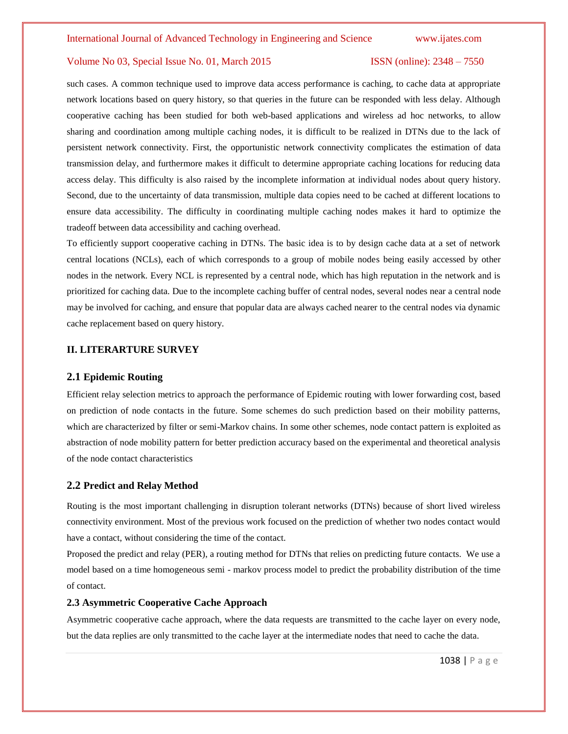such cases. A common technique used to improve data access performance is caching, to cache data at appropriate network locations based on query history, so that queries in the future can be responded with less delay. Although cooperative caching has been studied for both web-based applications and wireless ad hoc networks, to allow sharing and coordination among multiple caching nodes, it is difficult to be realized in DTNs due to the lack of persistent network connectivity. First, the opportunistic network connectivity complicates the estimation of data transmission delay, and furthermore makes it difficult to determine appropriate caching locations for reducing data access delay. This difficulty is also raised by the incomplete information at individual nodes about query history. Second, due to the uncertainty of data transmission, multiple data copies need to be cached at different locations to ensure data accessibility. The difficulty in coordinating multiple caching nodes makes it hard to optimize the tradeoff between data accessibility and caching overhead.

To efficiently support cooperative caching in DTNs. The basic idea is to by design cache data at a set of network central locations (NCLs), each of which corresponds to a group of mobile nodes being easily accessed by other nodes in the network. Every NCL is represented by a central node, which has high reputation in the network and is prioritized for caching data. Due to the incomplete caching buffer of central nodes, several nodes near a central node may be involved for caching, and ensure that popular data are always cached nearer to the central nodes via dynamic cache replacement based on query history.

## II. LITERARTURE SURVEY

### 2.1 Epidemic Routing

Efficient relay selection metrics to approach the performance of Epidemic routing with lower forwarding cost, based on prediction of node contacts in the future. Some schemes do such prediction based on their mobility patterns, which are characterized by filter or semi-Markov chains. In some other schemes, node contact pattern is exploited as abstraction of node mobility pattern for better prediction accuracy based on the experimental and theoretical analysis of the node contact characteristics

### 2.2 Predict and Relay Method

Routing is the most important challenging in disruption tolerant networks (DTNs) because of short lived wireless connectivity environment. Most of the previous work focused on the prediction of whether two nodes contact would have a contact, without considering the time of the contact.

Proposed the predict and relay (PER), a routing method for DTNs that relies on predicting future contacts. We use a model based on a time homogeneous semi - markov process model to predict the probability distribution of the time of contact.

### 2.3 Asymmetric Cooperative Cache Approach

Asymmetric cooperative cache approach, where the data requests are transmitted to the cache layer on every node, but the data replies are only transmitted to the cache layer at the intermediate nodes that need to cache the data.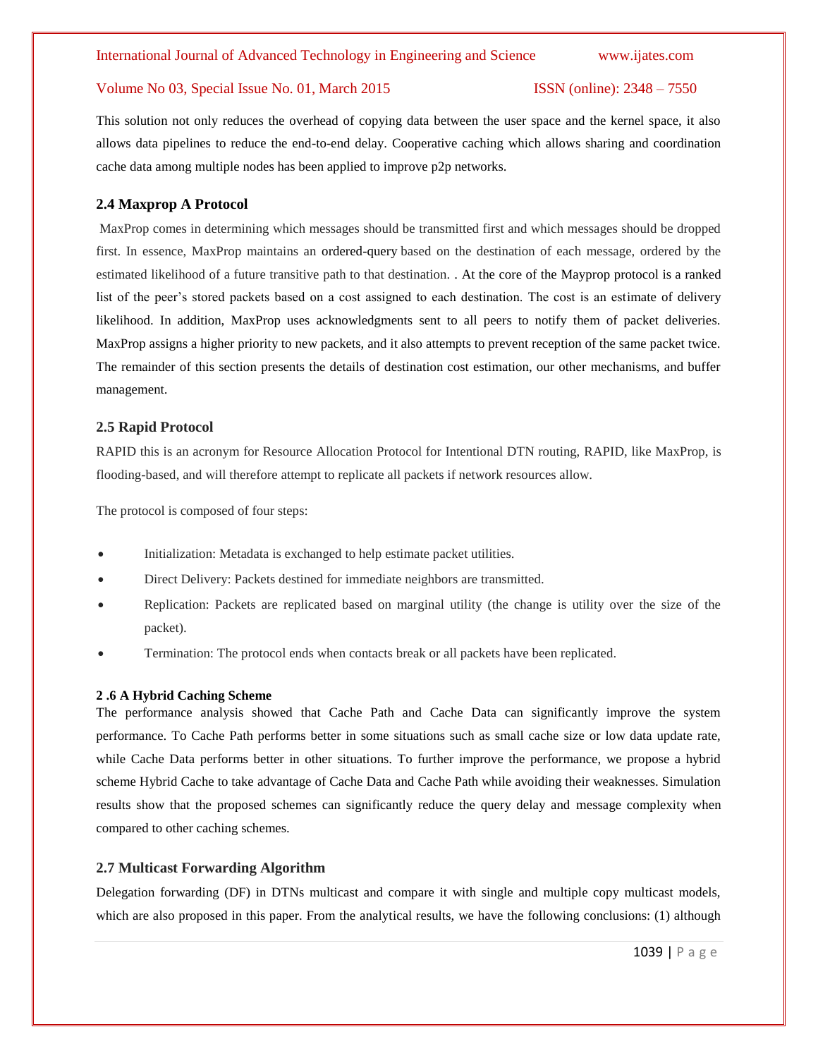This solution not only reduces the overhead of copying data between the user space and the kernel space, it also allows data pipelines to reduce the end-to-end delay. Cooperative caching which allows sharing and coordination cache data among multiple nodes has been applied to improve p2p networks.

### 2.4 Maxprop A Protocol

MaxProp comes in determining which messages should be transmitted first and which messages should be dropped first. In essence, MaxProp maintains an ordered-query based on the destination of each message, ordered by the estimated likelihood of a future transitive path to that destination. . At the core of the Mayprop protocol is a ranked list of the peer's stored packets based on a cost assigned to each destination. The cost is an estimate of delivery likelihood. In addition, MaxProp uses acknowledgments sent to all peers to notify them of packet deliveries. MaxProp assigns a higher priority to new packets, and it also attempts to prevent reception of the same packet twice. The remainder of this section presents the details of destination cost estimation, our other mechanisms, and buffer management.

### 2.5 Rapid Protocol

RAPID this is an acronym for Resource Allocation Protocol for Intentional DTN routing, RAPID, like MaxProp, is flooding-based, and will therefore attempt to replicate all packets if network resources allow.

The protocol is composed of four steps:

- Initialization: Metadata is exchanged to help estimate packet utilities.
- Direct Delivery: Packets destined for immediate neighbors are transmitted.
- Replication: Packets are replicated based on marginal utility (the change is utility over the size of the packet).
- Termination: The protocol ends when contacts break or all packets have been replicated.

#### 2 .6 A Hybrid Caching Scheme

The performance analysis showed that Cache Path and Cache Data can significantly improve the system performance. To Cache Path performs better in some situations such as small cache size or low data update rate, while Cache Data performs better in other situations. To further improve the performance, we propose a hybrid scheme Hybrid Cache to take advantage of Cache Data and Cache Path while avoiding their weaknesses. Simulation results show that the proposed schemes can significantly reduce the query delay and message complexity when compared to other caching schemes.

### 2.7 Multicast Forwarding Algorithm

Delegation forwarding (DF) in DTNs multicast and compare it with single and multiple copy multicast models, which are also proposed in this paper. From the analytical results, we have the following conclusions: (1) although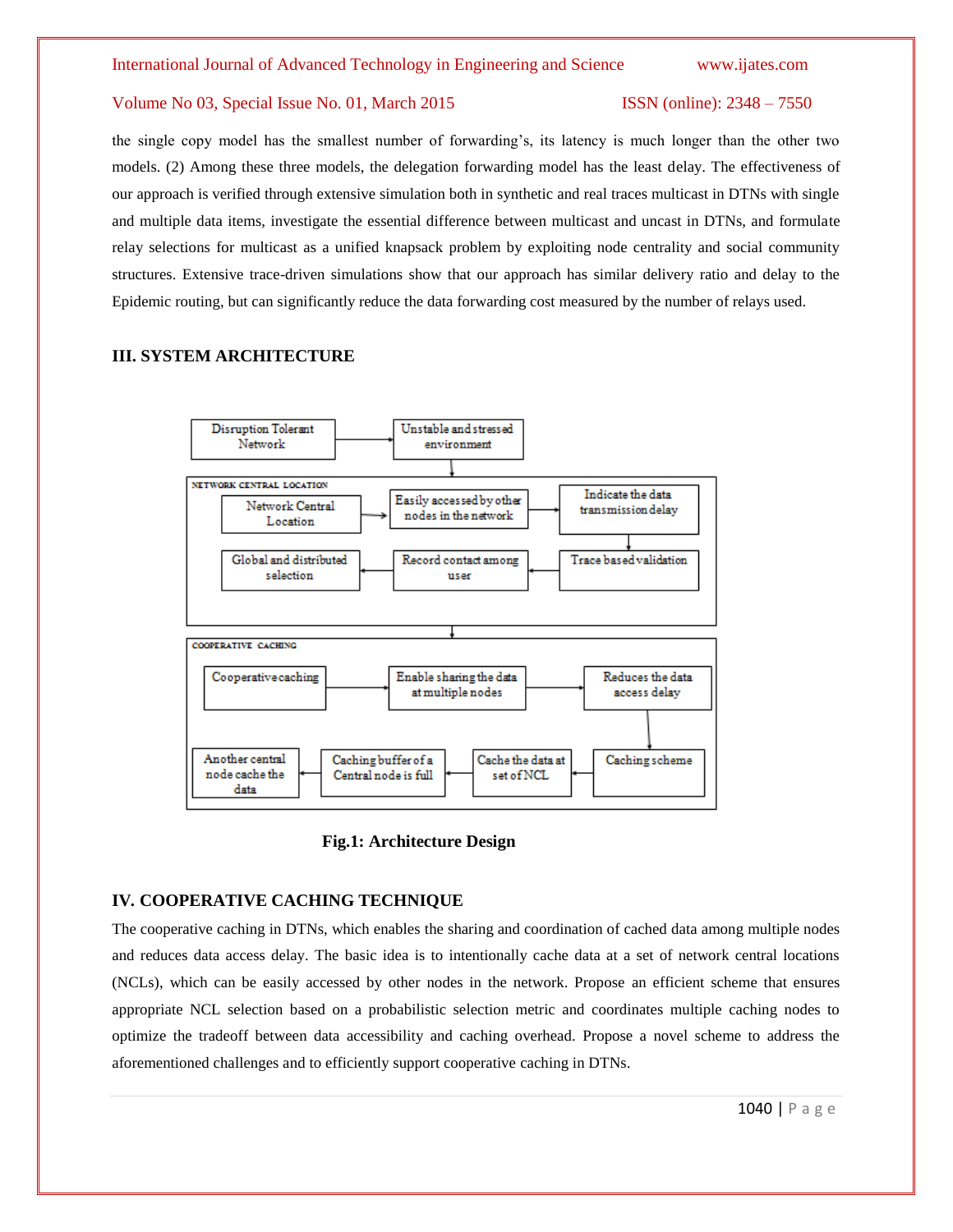the single copy model has the smallest number of forwarding's, its latency is much longer than the other two models. (2) Among these three models, the delegation forwarding model has the least delay. The effectiveness of our approach is verified through extensive simulation both in synthetic and real traces multicast in DTNs with single and multiple data items, investigate the essential difference between multicast and uncast in DTNs, and formulate relay selections for multicast as a unified knapsack problem by exploiting node centrality and social community structures. Extensive trace-driven simulations show that our approach has similar delivery ratio and delay to the Epidemic routing, but can significantly reduce the data forwarding cost measured by the number of relays used.

## III. SYSTEM ARCHITECTURE

**Fig.1: Architecture Design**

## IV. COOPERATIVE CACHING TECHNIQUE

The cooperative caching in DTNs, which enables the sharing and coordination of cached data among multiple nodes and reduces data access delay. The basic idea is to intentionally cache data at a set of network central locations (NCLs), which can be easily accessed by other nodes in the network. Propose an efficient scheme that ensures appropriate NCL selection based on a probabilistic selection metric and coordinates multiple caching nodes to optimize the tradeoff between data accessibility and caching overhead. Propose a novel scheme to address the aforementioned challenges and to efficiently support cooperative caching in DTNs.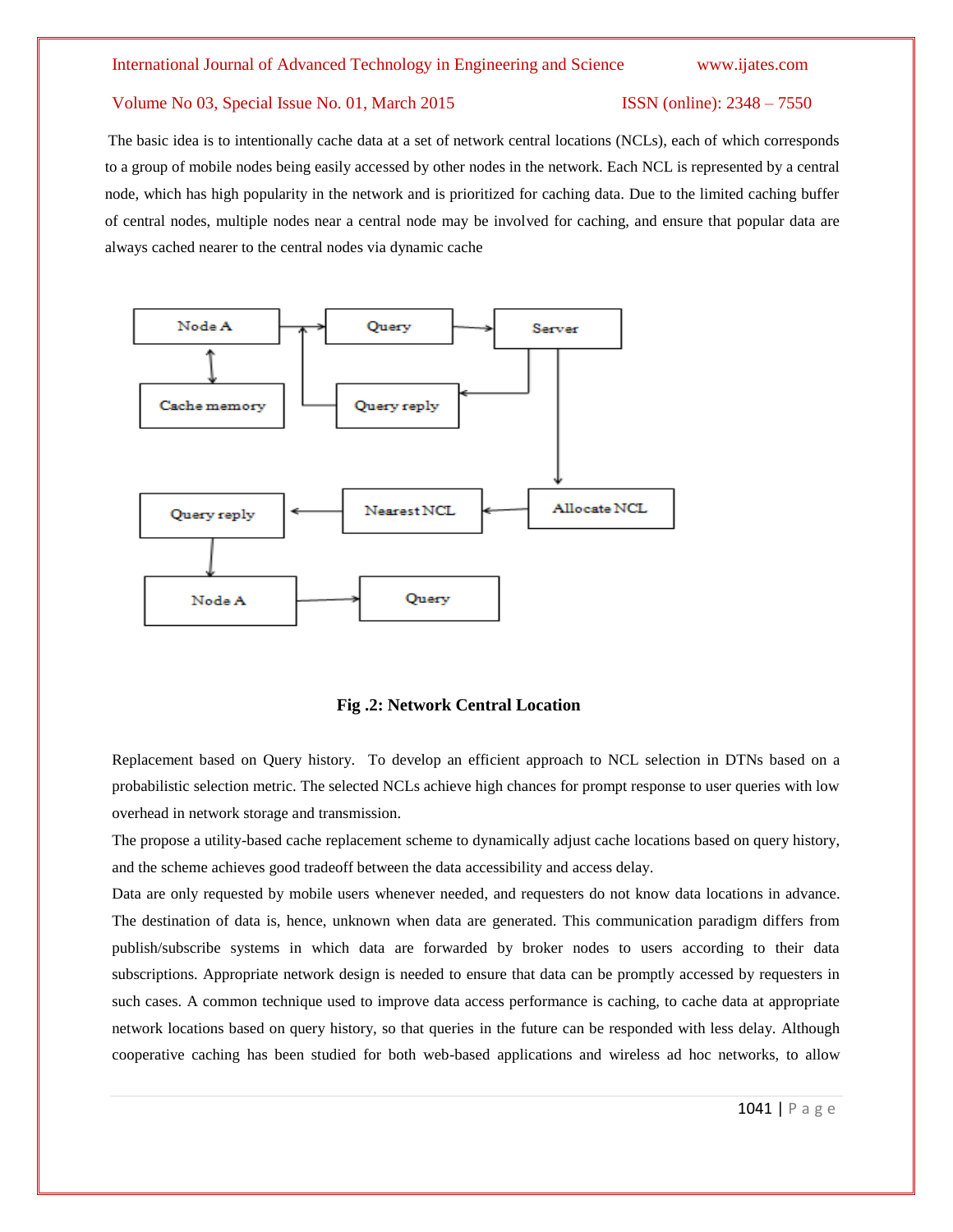The basic idea is to intentionally cache data at a set of network central locations (NCLs), each of which corresponds to a group of mobile nodes being easily accessed by other nodes in the network. Each NCL is represented by a central node, which has high popularity in the network and is prioritized for caching data. Due to the limited caching buffer of central nodes, multiple nodes near a central node may be involved for caching, and ensure that popular data are always cached nearer to the central nodes via dynamic cache

**Fig .2: Network Central Location**

Replacement based on Query history. To develop an efficient approach to NCL selection in DTNs based on a probabilistic selection metric. The selected NCLs achieve high chances for prompt response to user queries with low overhead in network storage and transmission.

The propose a utility-based cache replacement scheme to dynamically adjust cache locations based on query history, and the scheme achieves good tradeoff between the data accessibility and access delay.

Data are only requested by mobile users whenever needed, and requesters do not know data locations in advance. The destination of data is, hence, unknown when data are generated. This communication paradigm differs from publish/subscribe systems in which data are forwarded by broker nodes to users according to their data subscriptions. Appropriate network design is needed to ensure that data can be promptly accessed by requesters in such cases. A common technique used to improve data access performance is caching, to cache data at appropriate network locations based on query history, so that queries in the future can be responded with less delay. Although cooperative caching has been studied for both web-based applications and wireless ad hoc networks, to allow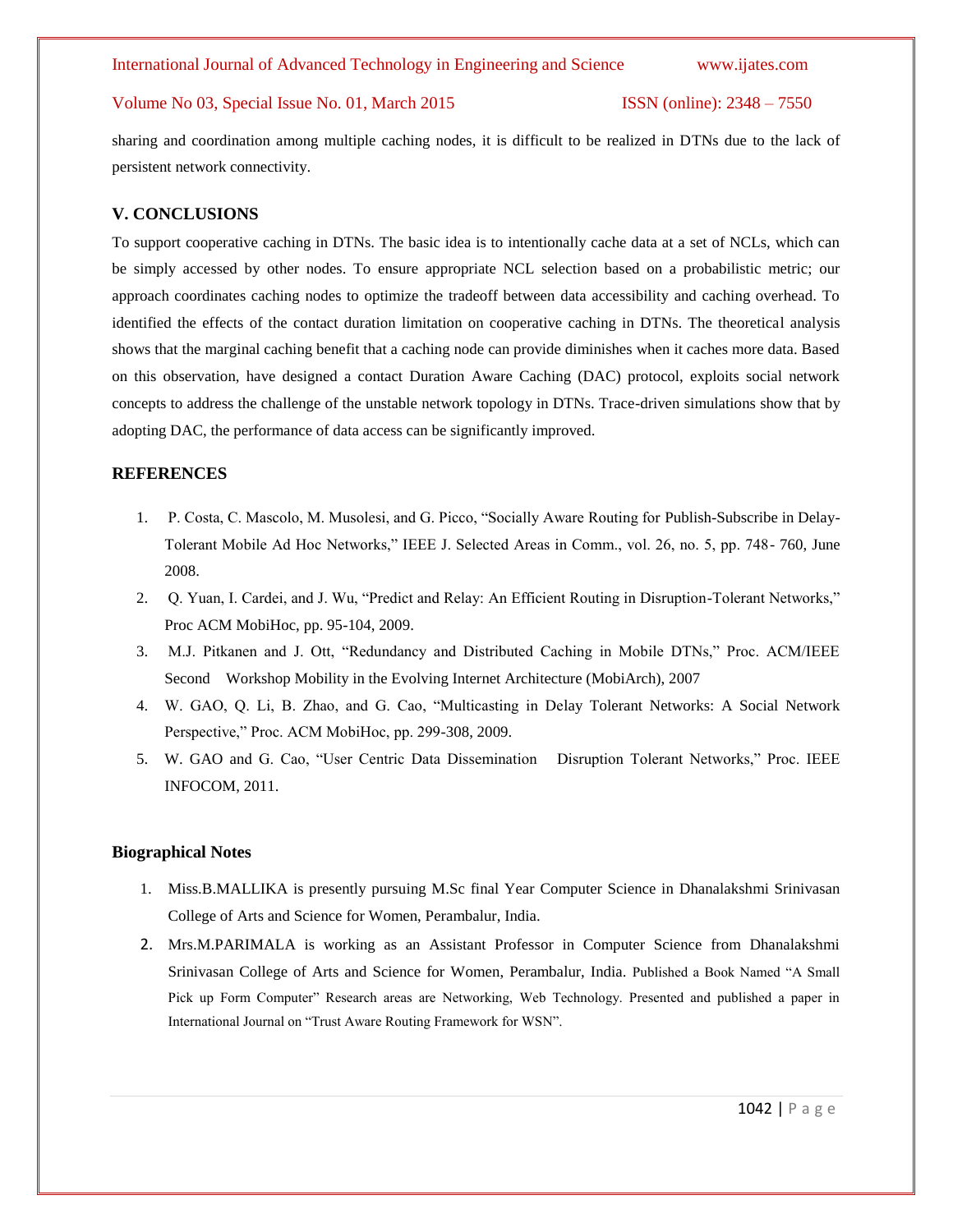sharing and coordination among multiple caching nodes, it is difficult to be realized in DTNs due to the lack of persistent network connectivity.

## V. CONCLUSIONS

To support cooperative caching in DTNs. The basic idea is to intentionally cache data at a set of NCLs, which can be simply accessed by other nodes. To ensure appropriate NCL selection based on a probabilistic metric; our approach coordinates caching nodes to optimize the tradeoff between data accessibility and caching overhead. To identified the effects of the contact duration limitation on cooperative caching in DTNs. The theoretical analysis shows that the marginal caching benefit that a caching node can provide diminishes when it caches more data. Based on this observation, have designed a contact Duration Aware Caching (DAC) protocol, exploits social network concepts to address the challenge of the unstable network topology in DTNs. Trace-driven simulations show that by adopting DAC, the performance of data access can be significantly improved.

## REFERENCES

1. P. Costa, C. Mascolo, M. Musolesi, and G. Picco, "Socially Aware Routing for Publish-Subscribe in Delay-Tolerant Mobile Ad Hoc Networks," IEEE J. Selected Areas in Comm., vol. 26, no. 5, pp. 748- 760, June 2008.
2. Q. Yuan, I. Cardei, and J. Wu, "Predict and Relay: An Efficient Routing in Disruption-Tolerant Networks," Proc ACM MobiHoc, pp. 95-104, 2009.
3. M.J. Pitkanen and J. Ott, "Redundancy and Distributed Caching in Mobile DTNs," Proc. ACM/IEEE Second Workshop Mobility in the Evolving Internet Architecture (MobiArch), 2007
4. W. GAO, Q. Li, B. Zhao, and G. Cao, "Multicasting in Delay Tolerant Networks: A Social Network Perspective," Proc. ACM MobiHoc, pp. 299-308, 2009.
5. W. GAO and G. Cao, "User Centric Data Dissemination Disruption Tolerant Networks," Proc. IEEE INFOCOM, 2011.

### Biographical Notes

1. Miss.B.MALLIKA is presently pursuing M.Sc final Year Computer Science in Dhanalakshmi Srinivasan College of Arts and Science for Women, Perambalur, India.
2. Mrs.M.PARIMALA is working as an Assistant Professor in Computer Science from Dhanalakshmi Srinivasan College of Arts and Science for Women, Perambalur, India. Published a Book Named "A Small Pick up Form Computer" Research areas are Networking, Web Technology. Presented and published a paper in International Journal on "Trust Aware Routing Framework for WSN".